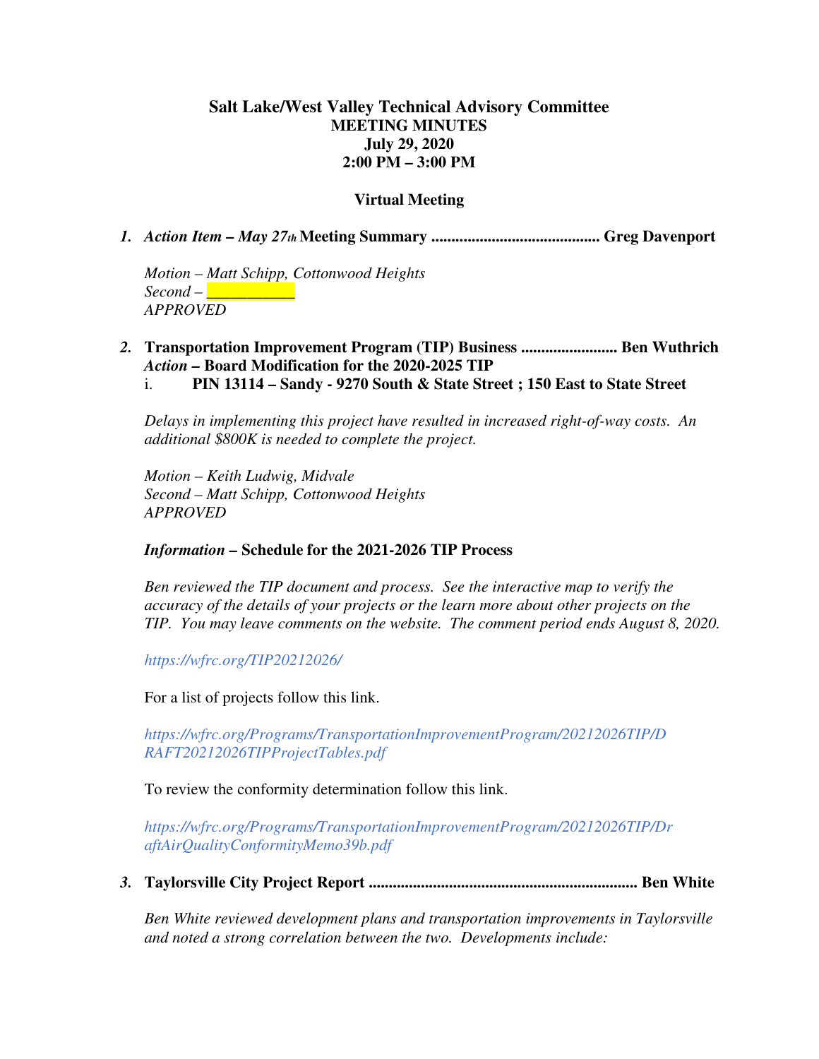# Salt Lake/West Valley Technical Advisory Committee
## MEETING MINUTES
### July 29, 2020
### 2:00 PM – 3:00 PM

### Virtual Meeting

1. ***Action Item – May 27th* Meeting Summary** ......................................... **Greg Davenport**

   *Motion – Matt Schipp, Cottonwood Heights*
   *Second – ___________*
   *APPROVED*

2. **Transportation Improvement Program (TIP) Business** ........................ **Ben Wuthrich**
   ***Action* – Board Modification for the 2020-2025 TIP**
   i. **PIN 13114 – Sandy - 9270 South & State Street ; 150 East to State Street**

   *Delays in implementing this project have resulted in increased right-of-way costs. An additional $800K is needed to complete the project.*

   *Motion – Keith Ludwig, Midvale*
   *Second – Matt Schipp, Cottonwood Heights*
   *APPROVED*

   ***Information* – Schedule for the 2021-2026 TIP Process**

   *Ben reviewed the TIP document and process. See the interactive map to verify the accuracy of the details of your projects or the learn more about other projects on the TIP. You may leave comments on the website. The comment period ends August 8, 2020.*

   *https://wfrc.org/TIP20212026/*

   For a list of projects follow this link.

   *https://wfrc.org/Programs/TransportationImprovementProgram/20212026TIP/DRAFT20212026TIPProjectTables.pdf*

   To review the conformity determination follow this link.

   *https://wfrc.org/Programs/TransportationImprovementProgram/20212026TIP/DraftAirQualityConformityMemo39b.pdf*

3. **Taylorsville City Project Report** .................................................................. **Ben White**

   *Ben White reviewed development plans and transportation improvements in Taylorsville and noted a strong correlation between the two. Developments include:*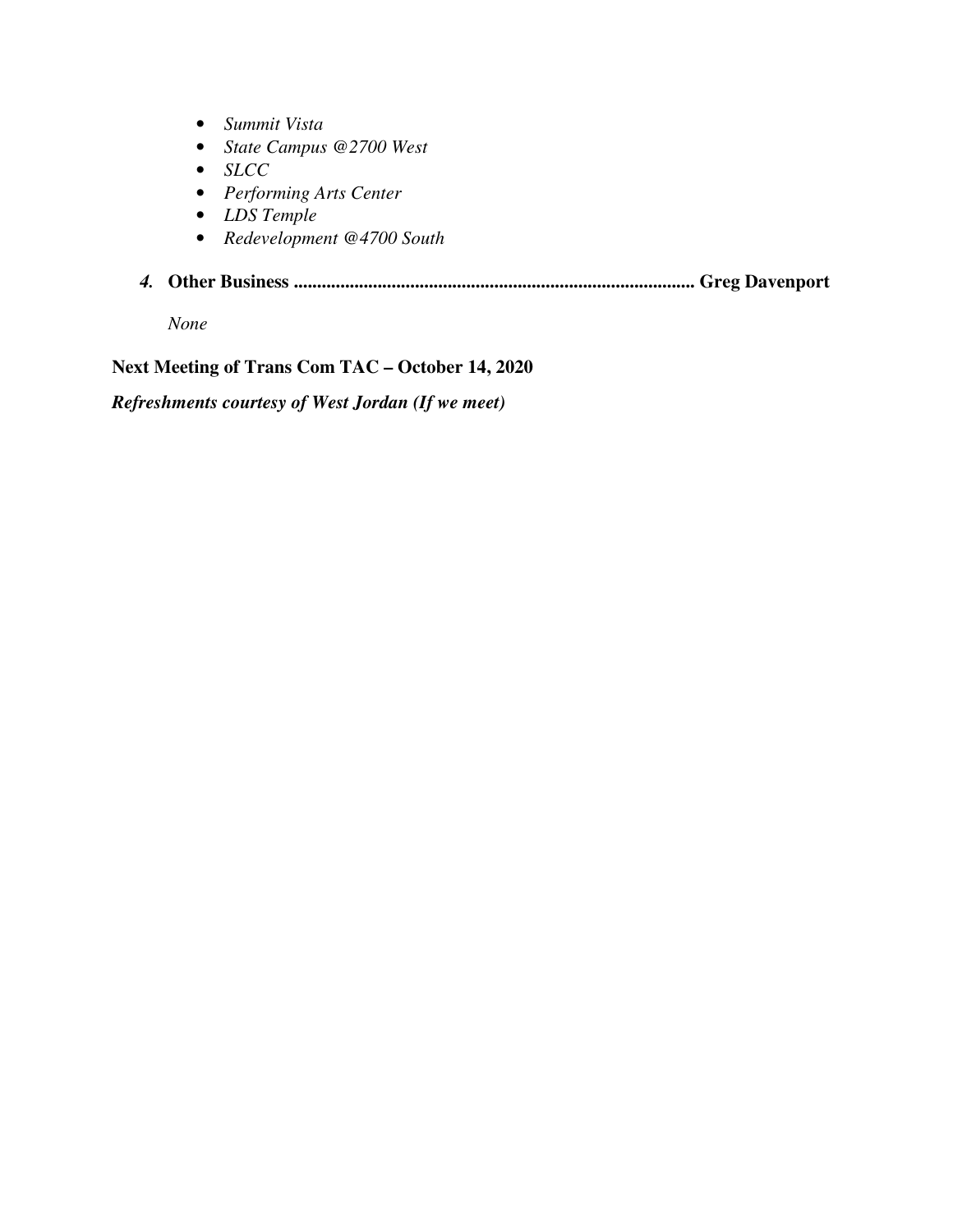- *Summit Vista*
- *State Campus @2700 West*
- *SLCC*
- *Performing Arts Center*
- *LDS Temple*
- *Redevelopment @4700 South*

***4.*** **Other Business ...................................................................................... Greg Davenport**

*None*

**Next Meeting of Trans Com TAC – October 14, 2020**

***Refreshments courtesy of West Jordan (If we meet)***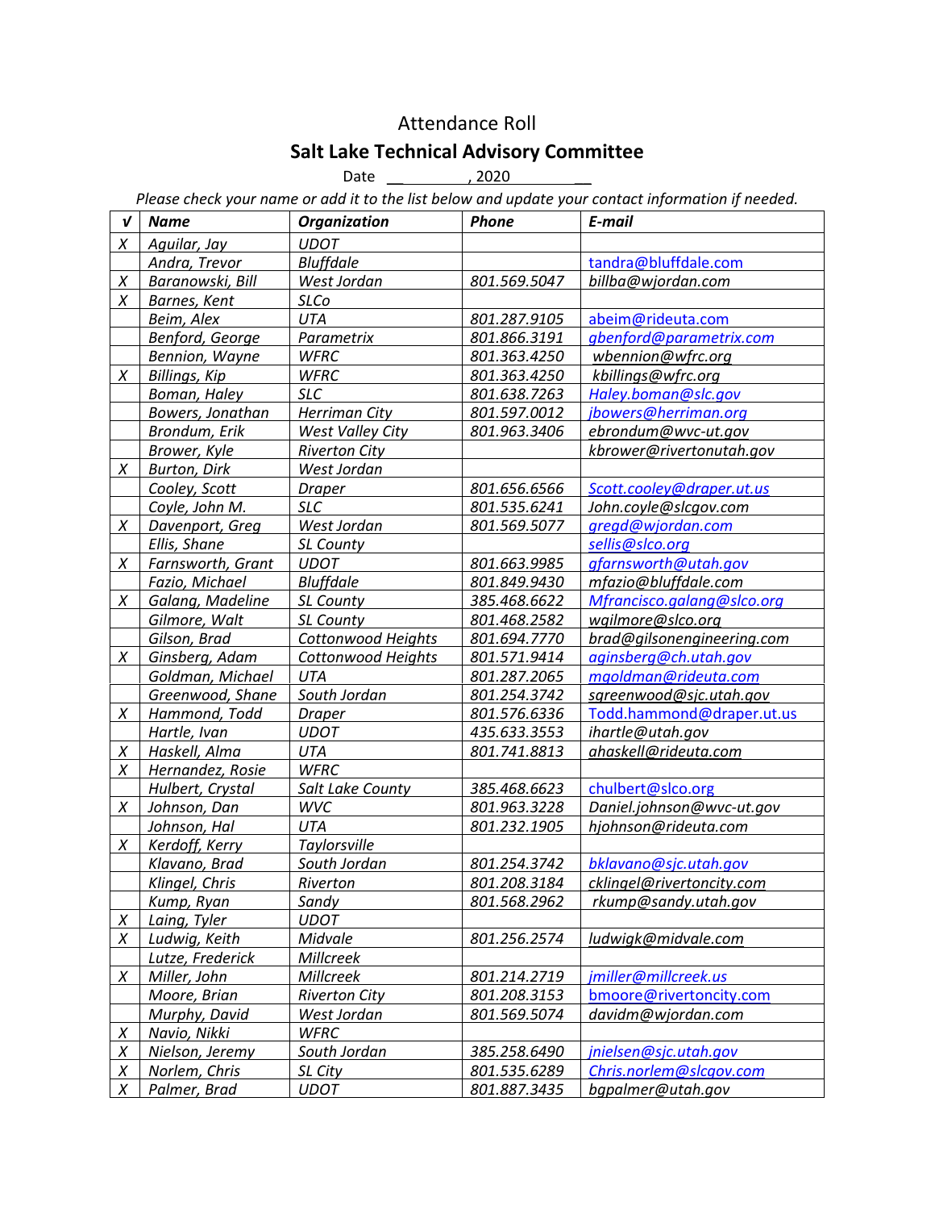# Attendance Roll

## Salt Lake Technical Advisory Committee

Date __ , 2020 __

*Please check your name or add it to the list below and update your contact information if needed.*

| √ | Name | Organization | Phone | E-mail |
|---|---|---|---|---|
| X | Aguilar, Jay | UDOT | | |
| | Andra, Trevor | Bluffdale | | tandra@bluffdale.com |
| X | Baranowski, Bill | West Jordan | 801.569.5047 | billba@wjordan.com |
| X | Barnes, Kent | SLCo | | |
| | Beim, Alex | UTA | 801.287.9105 | abeim@rideuta.com |
| | Benford, George | Parametrix | 801.866.3191 | gbenford@parametrix.com |
| | Bennion, Wayne | WFRC | 801.363.4250 | wbennion@wfrc.org |
| X | Billings, Kip | WFRC | 801.363.4250 | kbillings@wfrc.org |
| | Boman, Haley | SLC | 801.638.7263 | Haley.boman@slc.gov |
| | Bowers, Jonathan | Herriman City | 801.597.0012 | jbowers@herriman.org |
| | Brondum, Erik | West Valley City | 801.963.3406 | ebrondum@wvc-ut.gov |
| | Brower, Kyle | Riverton City | | kbrower@rivertonutah.gov |
| X | Burton, Dirk | West Jordan | | |
| | Cooley, Scott | Draper | 801.656.6566 | Scott.cooley@draper.ut.us |
| | Coyle, John M. | SLC | 801.535.6241 | John.coyle@slcgov.com |
| X | Davenport, Greg | West Jordan | 801.569.5077 | gregd@wjordan.com |
| | Ellis, Shane | SL County | | sellis@slco.org |
| X | Farnsworth, Grant | UDOT | 801.663.9985 | gfarnsworth@utah.gov |
| | Fazio, Michael | Bluffdale | 801.849.9430 | mfazio@bluffdale.com |
| X | Galang, Madeline | SL County | 385.468.6622 | Mfrancisco.galang@slco.org |
| | Gilmore, Walt | SL County | 801.468.2582 | wgilmore@slco.org |
| | Gilson, Brad | Cottonwood Heights | 801.694.7770 | brad@gilsonengineering.com |
| X | Ginsberg, Adam | Cottonwood Heights | 801.571.9414 | aginsberg@ch.utah.gov |
| | Goldman, Michael | UTA | 801.287.2065 | mgoldman@rideuta.com |
| | Greenwood, Shane | South Jordan | 801.254.3742 | sgreenwood@sjc.utah.gov |
| X | Hammond, Todd | Draper | 801.576.6336 | Todd.hammond@draper.ut.us |
| | Hartle, Ivan | UDOT | 435.633.3553 | ihartle@utah.gov |
| X | Haskell, Alma | UTA | 801.741.8813 | ahaskell@rideuta.com |
| X | Hernandez, Rosie | WFRC | | |
| | Hulbert, Crystal | Salt Lake County | 385.468.6623 | chulbert@slco.org |
| X | Johnson, Dan | WVC | 801.963.3228 | Daniel.johnson@wvc-ut.gov |
| | Johnson, Hal | UTA | 801.232.1905 | hjohnson@rideuta.com |
| X | Kerdoff, Kerry | Taylorsville | | |
| | Klavano, Brad | South Jordan | 801.254.3742 | bklavano@sjc.utah.gov |
| | Klingel, Chris | Riverton | 801.208.3184 | cklingel@rivertoncity.com |
| | Kump, Ryan | Sandy | 801.568.2962 | rkump@sandy.utah.gov |
| X | Laing, Tyler | UDOT | | |
| X | Ludwig, Keith | Midvale | 801.256.2574 | ludwigk@midvale.com |
| | Lutze, Frederick | Millcreek | | |
| X | Miller, John | Millcreek | 801.214.2719 | jmiller@millcreek.us |
| | Moore, Brian | Riverton City | 801.208.3153 | bmoore@rivertoncity.com |
| | Murphy, David | West Jordan | 801.569.5074 | davidm@wjordan.com |
| X | Navio, Nikki | WFRC | | |
| X | Nielson, Jeremy | South Jordan | 385.258.6490 | jnielsen@sjc.utah.gov |
| X | Norlem, Chris | SL City | 801.535.6289 | Chris.norlem@slcgov.com |
| X | Palmer, Brad | UDOT | 801.887.3435 | bgpalmer@utah.gov |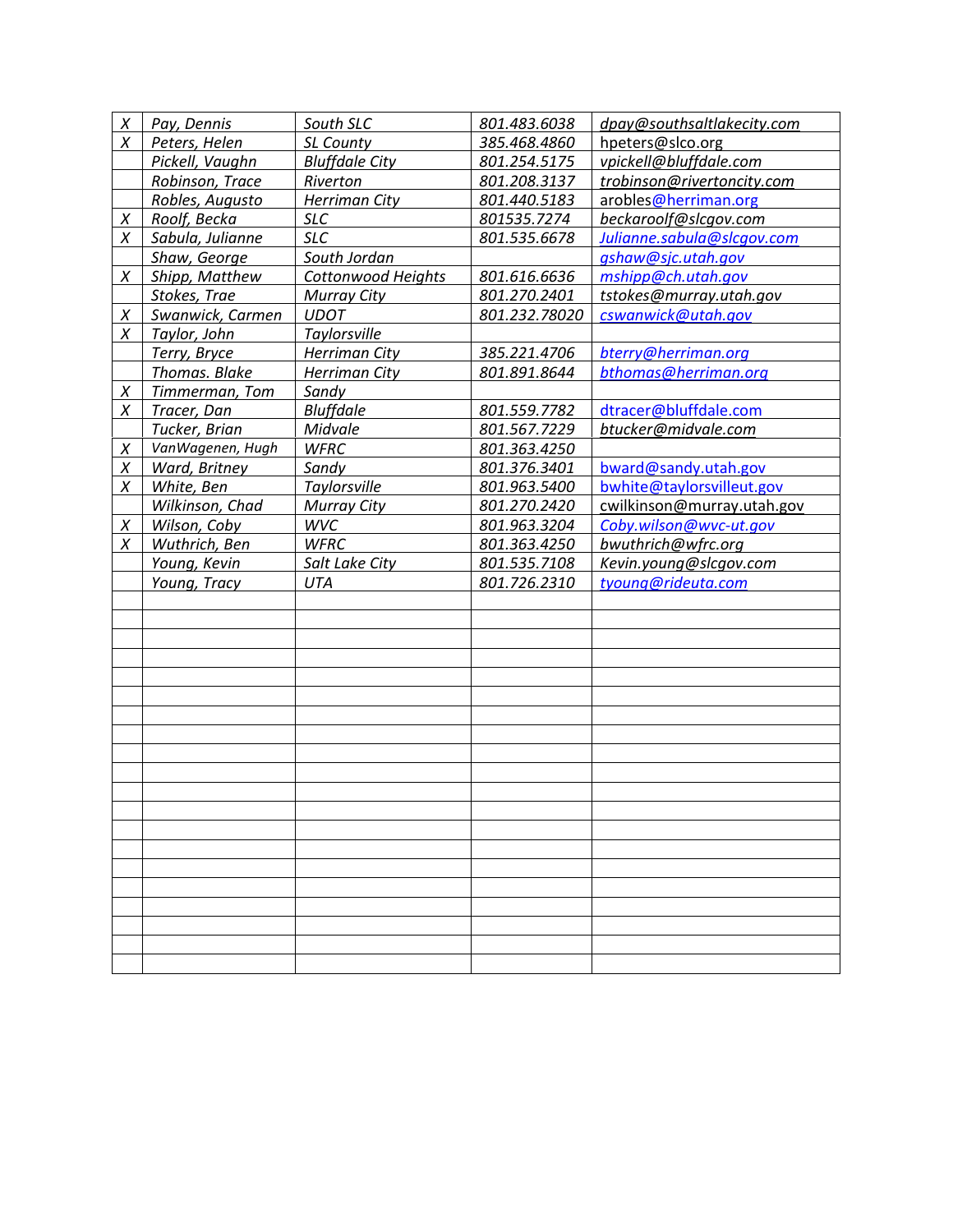| | | | | |
|---|---|---|---|---|
| X | Pay, Dennis | South SLC | 801.483.6038 | dpay@southsaltlakecity.com |
| X | Peters, Helen | SL County | 385.468.4860 | hpeters@slco.org |
| | Pickell, Vaughn | Bluffdale City | 801.254.5175 | vpickell@bluffdale.com |
| | Robinson, Trace | Riverton | 801.208.3137 | trobinson@rivertoncity.com |
| | Robles, Augusto | Herriman City | 801.440.5183 | arobles@herriman.org |
| X | Roolf, Becka | SLC | 801535.7274 | beckaroolf@slcgov.com |
| X | Sabula, Julianne | SLC | 801.535.6678 | Julianne.sabula@slcgov.com |
| | Shaw, George | South Jordan | | gshaw@sjc.utah.gov |
| X | Shipp, Matthew | Cottonwood Heights | 801.616.6636 | mshipp@ch.utah.gov |
| | Stokes, Trae | Murray City | 801.270.2401 | tstokes@murray.utah.gov |
| X | Swanwick, Carmen | UDOT | 801.232.78020 | cswanwick@utah.gov |
| X | Taylor, John | Taylorsville | | |
| | Terry, Bryce | Herriman City | 385.221.4706 | bterry@herriman.org |
| | Thomas. Blake | Herriman City | 801.891.8644 | bthomas@herriman.org |
| X | Timmerman, Tom | Sandy | | |
| X | Tracer, Dan | Bluffdale | 801.559.7782 | dtracer@bluffdale.com |
| | Tucker, Brian | Midvale | 801.567.7229 | btucker@midvale.com |
| X | VanWagenen, Hugh | WFRC | 801.363.4250 | |
| X | Ward, Britney | Sandy | 801.376.3401 | bward@sandy.utah.gov |
| X | White, Ben | Taylorsville | 801.963.5400 | bwhite@taylorsvilleut.gov |
| | Wilkinson, Chad | Murray City | 801.270.2420 | cwilkinson@murray.utah.gov |
| X | Wilson, Coby | WVC | 801.963.3204 | Coby.wilson@wvc-ut.gov |
| X | Wuthrich, Ben | WFRC | 801.363.4250 | bwuthrich@wfrc.org |
| | Young, Kevin | Salt Lake City | 801.535.7108 | Kevin.young@slcgov.com |
| | Young, Tracy | UTA | 801.726.2310 | tyoung@rideuta.com |